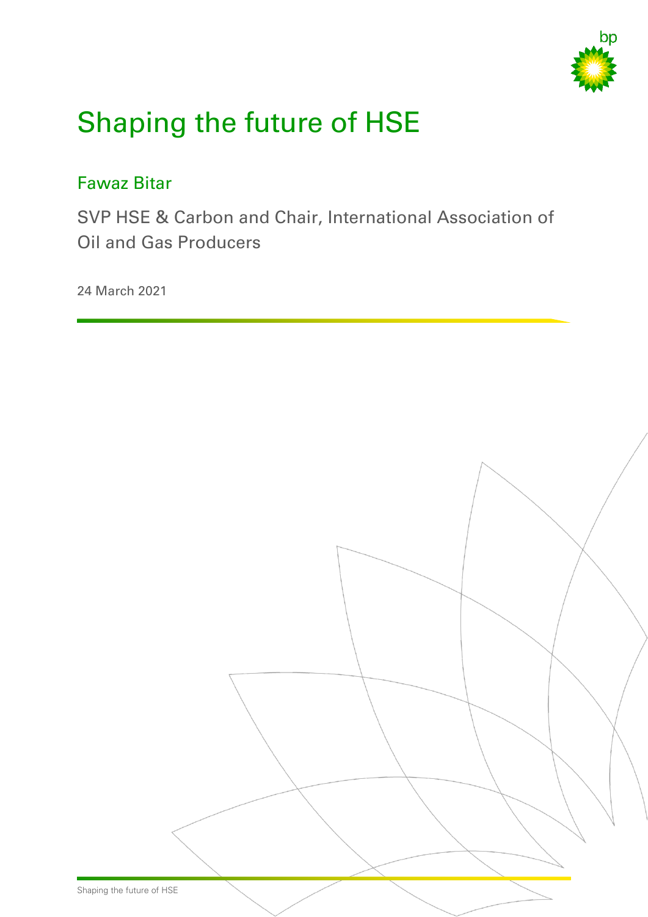# Shaping the future of HSE

## Fawaz Bitar

SVP HSE & Carbon and Chair, International Association of Oil and Gas Producers

24 March 2021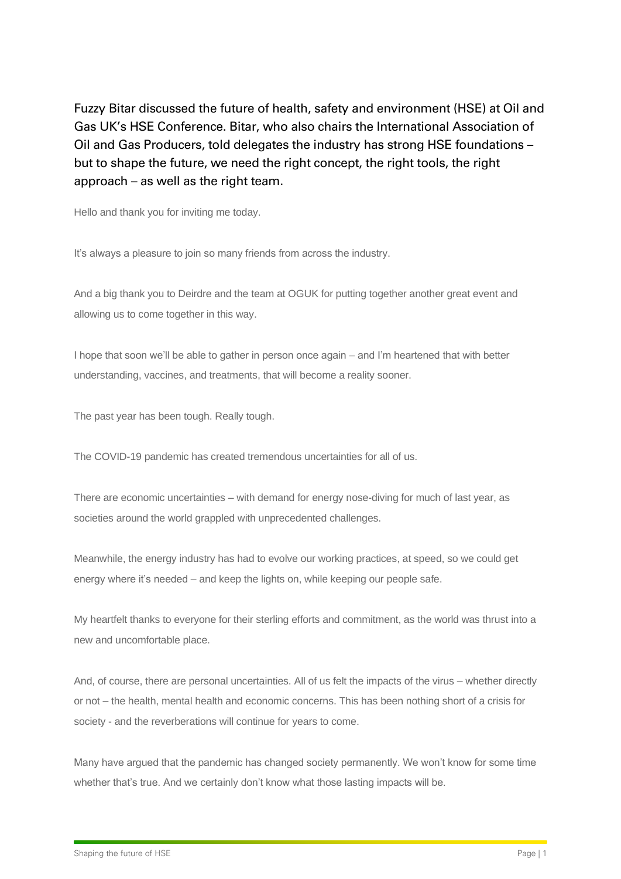Fuzzy Bitar discussed the future of health, safety and environment (HSE) at Oil and Gas UK's HSE Conference. Bitar, who also chairs the International Association of Oil and Gas Producers, told delegates the industry has strong HSE foundations – but to shape the future, we need the right concept, the right tools, the right approach – as well as the right team.

Hello and thank you for inviting me today.

It's always a pleasure to join so many friends from across the industry.

And a big thank you to Deirdre and the team at OGUK for putting together another great event and allowing us to come together in this way.

I hope that soon we'll be able to gather in person once again – and I'm heartened that with better understanding, vaccines, and treatments, that will become a reality sooner.

The past year has been tough. Really tough.

The COVID-19 pandemic has created tremendous uncertainties for all of us.

There are economic uncertainties – with demand for energy nose-diving for much of last year, as societies around the world grappled with unprecedented challenges.

Meanwhile, the energy industry has had to evolve our working practices, at speed, so we could get energy where it's needed – and keep the lights on, while keeping our people safe.

My heartfelt thanks to everyone for their sterling efforts and commitment, as the world was thrust into a new and uncomfortable place.

And, of course, there are personal uncertainties. All of us felt the impacts of the virus – whether directly or not – the health, mental health and economic concerns. This has been nothing short of a crisis for society - and the reverberations will continue for years to come.

Many have argued that the pandemic has changed society permanently. We won't know for some time whether that's true. And we certainly don't know what those lasting impacts will be.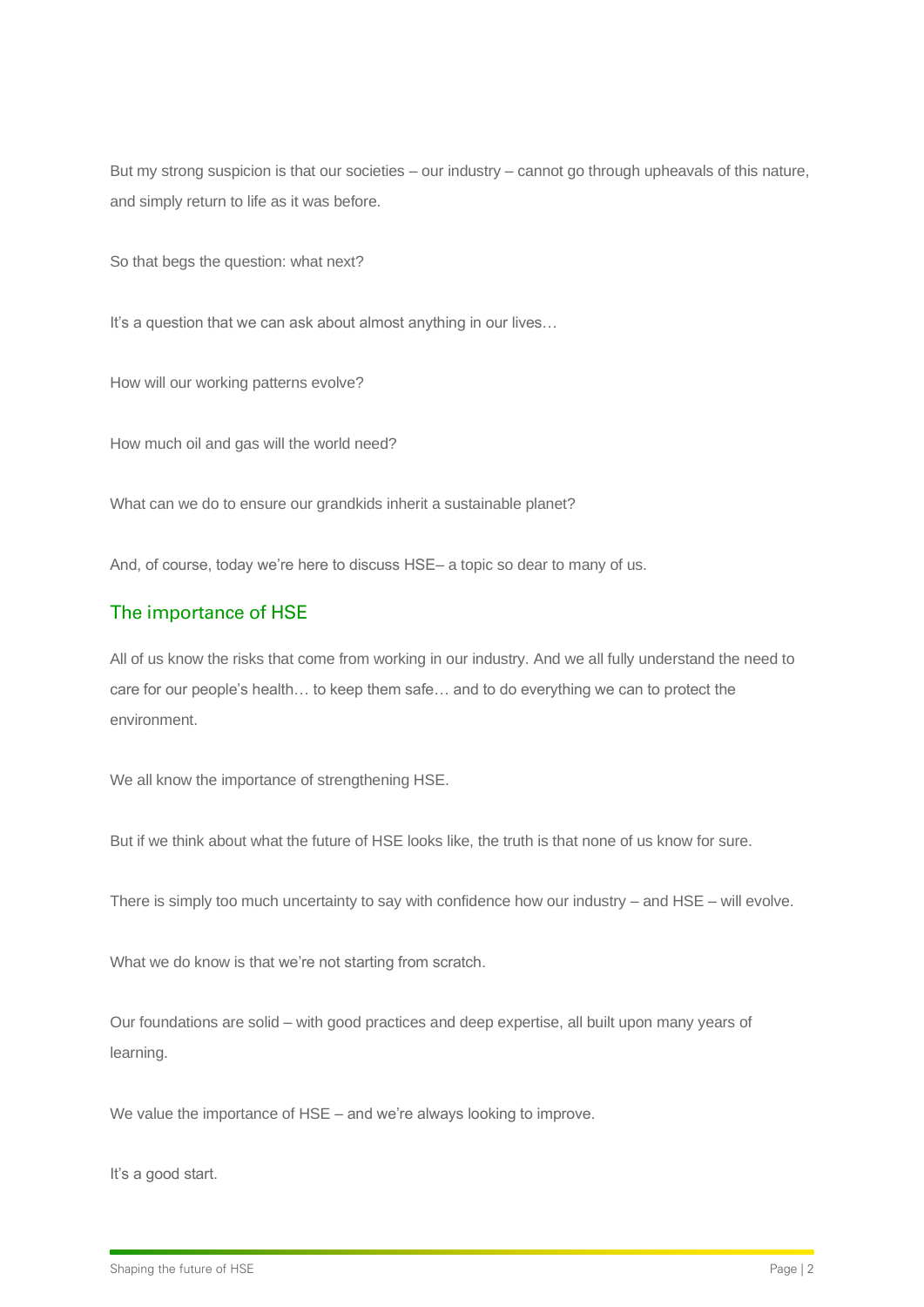But my strong suspicion is that our societies – our industry – cannot go through upheavals of this nature, and simply return to life as it was before.

So that begs the question: what next?

It's a question that we can ask about almost anything in our lives…

How will our working patterns evolve?

How much oil and gas will the world need?

What can we do to ensure our grandkids inherit a sustainable planet?

And, of course, today we're here to discuss HSE– a topic so dear to many of us.

## The importance of HSE

All of us know the risks that come from working in our industry. And we all fully understand the need to care for our people's health… to keep them safe… and to do everything we can to protect the environment.

We all know the importance of strengthening HSE.

But if we think about what the future of HSE looks like, the truth is that none of us know for sure.

There is simply too much uncertainty to say with confidence how our industry – and HSE – will evolve.

What we do know is that we're not starting from scratch.

Our foundations are solid – with good practices and deep expertise, all built upon many years of learning.

We value the importance of HSE – and we're always looking to improve.

It's a good start.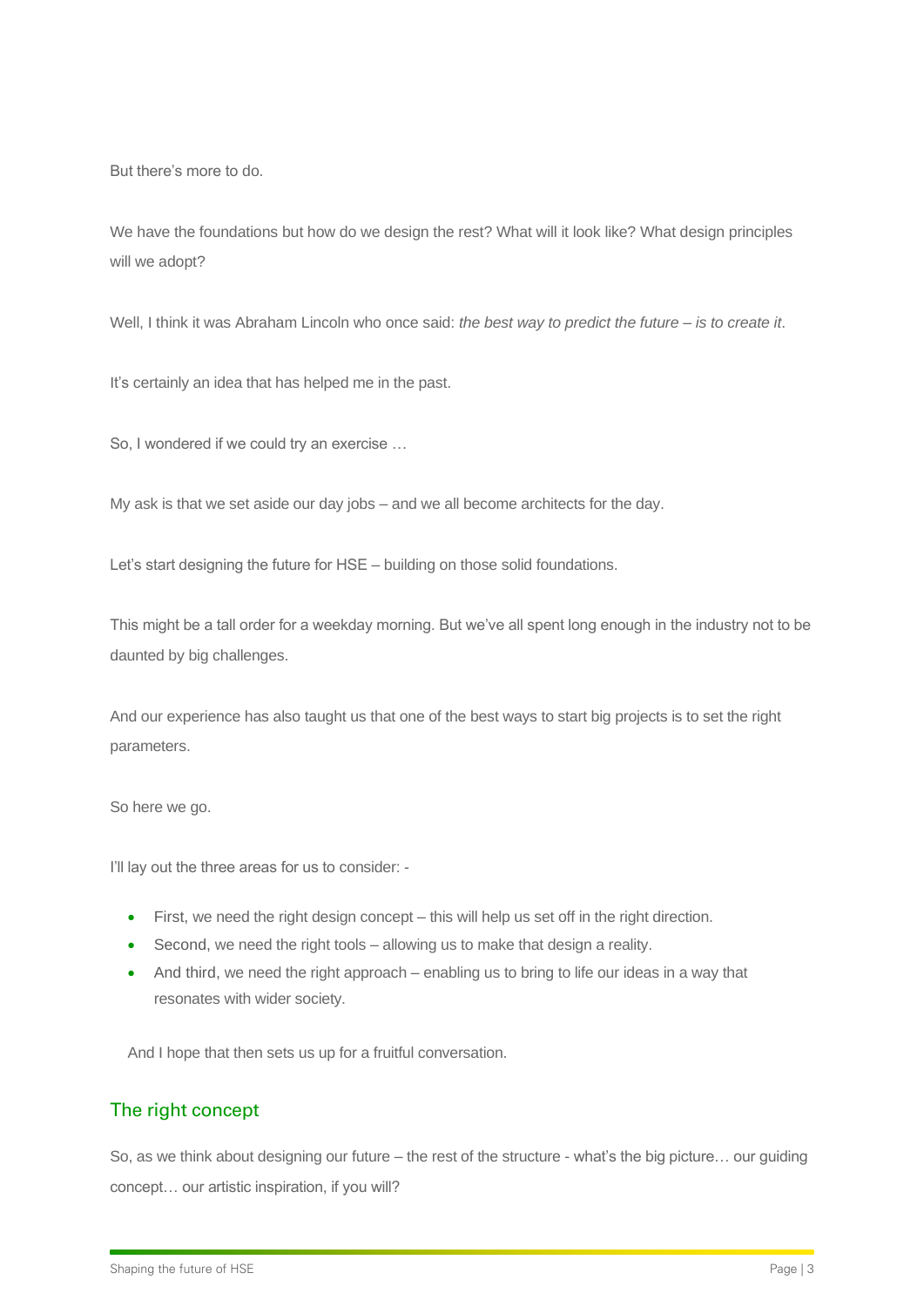But there's more to do.

We have the foundations but how do we design the rest? What will it look like? What design principles will we adopt?

Well, I think it was Abraham Lincoln who once said: *the best way to predict the future – is to create it*.

It's certainly an idea that has helped me in the past.

So, I wondered if we could try an exercise …

My ask is that we set aside our day jobs – and we all become architects for the day.

Let's start designing the future for HSE – building on those solid foundations.

This might be a tall order for a weekday morning. But we've all spent long enough in the industry not to be daunted by big challenges.

And our experience has also taught us that one of the best ways to start big projects is to set the right parameters.

So here we go.

I'll lay out the three areas for us to consider: -

- First, we need the right design concept – this will help us set off in the right direction.
- Second, we need the right tools – allowing us to make that design a reality.
- And third, we need the right approach – enabling us to bring to life our ideas in a way that resonates with wider society.

And I hope that then sets us up for a fruitful conversation.

## The right concept

So, as we think about designing our future – the rest of the structure - what's the big picture… our guiding concept… our artistic inspiration, if you will?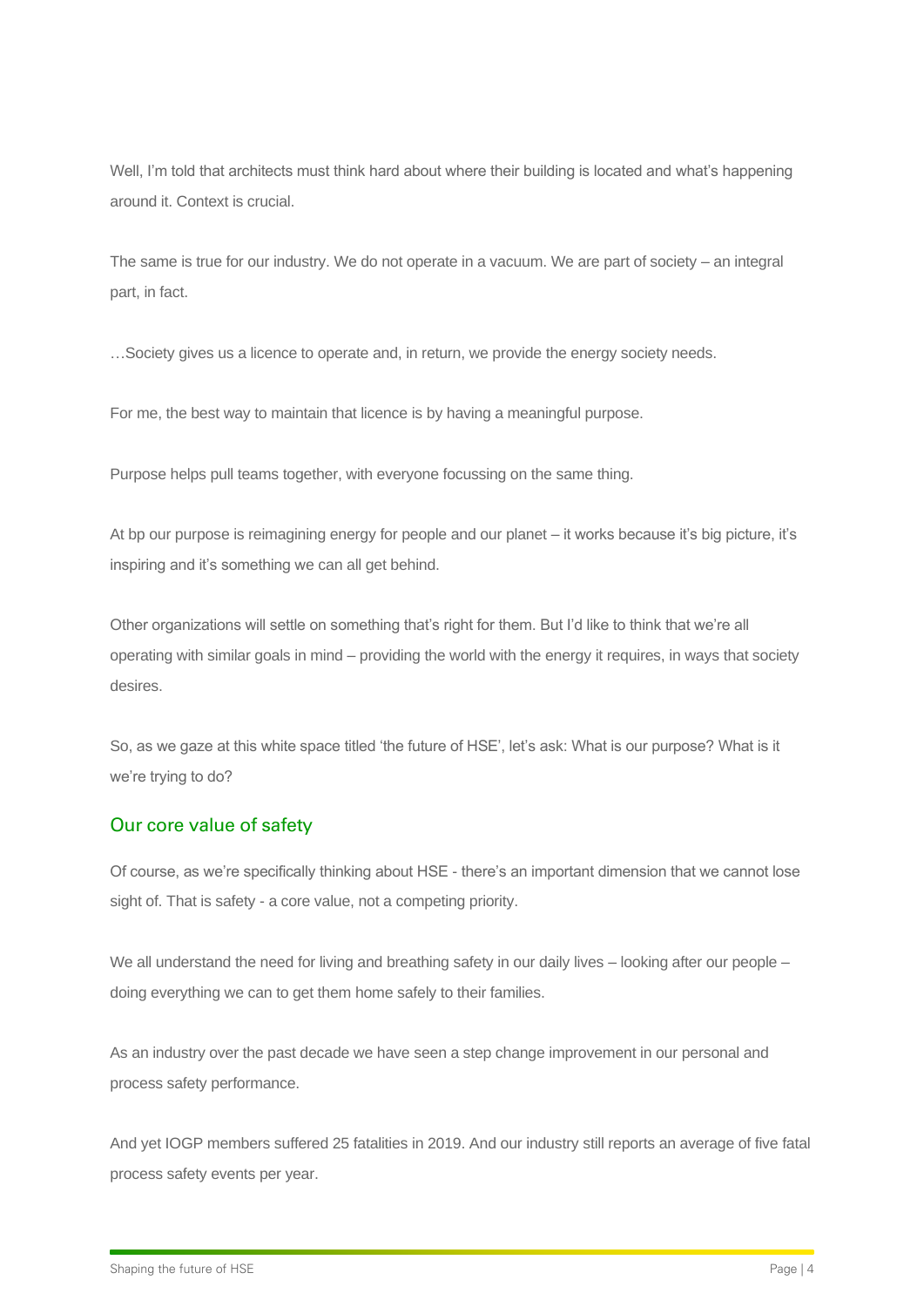Well, I'm told that architects must think hard about where their building is located and what's happening around it. Context is crucial.

The same is true for our industry. We do not operate in a vacuum. We are part of society – an integral part, in fact.

…Society gives us a licence to operate and, in return, we provide the energy society needs.

For me, the best way to maintain that licence is by having a meaningful purpose.

Purpose helps pull teams together, with everyone focussing on the same thing.

At bp our purpose is reimagining energy for people and our planet – it works because it's big picture, it's inspiring and it's something we can all get behind.

Other organizations will settle on something that's right for them. But I'd like to think that we're all operating with similar goals in mind – providing the world with the energy it requires, in ways that society desires.

So, as we gaze at this white space titled 'the future of HSE', let's ask: What is our purpose? What is it we're trying to do?

## Our core value of safety

Of course, as we're specifically thinking about HSE - there's an important dimension that we cannot lose sight of. That is safety - a core value, not a competing priority.

We all understand the need for living and breathing safety in our daily lives – looking after our people – doing everything we can to get them home safely to their families.

As an industry over the past decade we have seen a step change improvement in our personal and process safety performance.

And yet IOGP members suffered 25 fatalities in 2019. And our industry still reports an average of five fatal process safety events per year.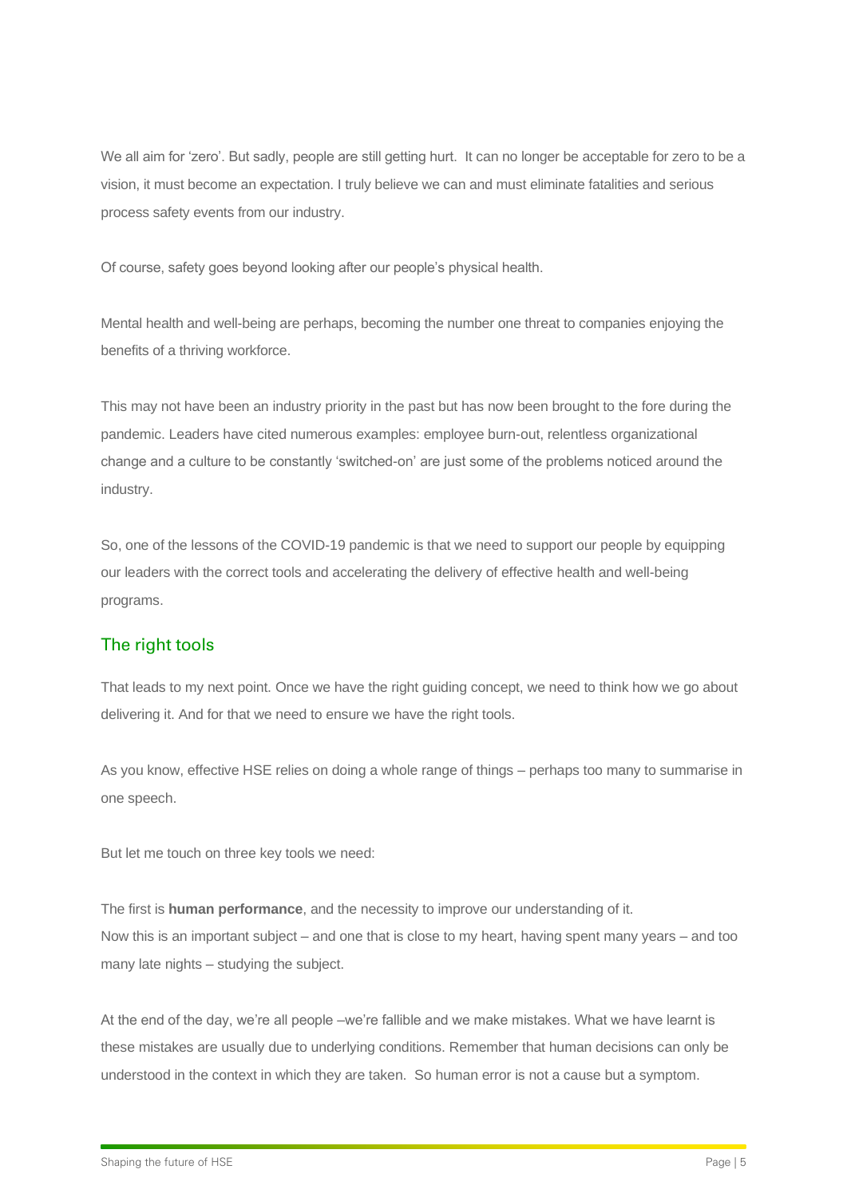We all aim for 'zero'. But sadly, people are still getting hurt. It can no longer be acceptable for zero to be a vision, it must become an expectation. I truly believe we can and must eliminate fatalities and serious process safety events from our industry.

Of course, safety goes beyond looking after our people's physical health.

Mental health and well-being are perhaps, becoming the number one threat to companies enjoying the benefits of a thriving workforce.

This may not have been an industry priority in the past but has now been brought to the fore during the pandemic. Leaders have cited numerous examples: employee burn-out, relentless organizational change and a culture to be constantly 'switched-on' are just some of the problems noticed around the industry.

So, one of the lessons of the COVID-19 pandemic is that we need to support our people by equipping our leaders with the correct tools and accelerating the delivery of effective health and well-being programs.

## The right tools

That leads to my next point. Once we have the right guiding concept, we need to think how we go about delivering it. And for that we need to ensure we have the right tools.

As you know, effective HSE relies on doing a whole range of things – perhaps too many to summarise in one speech.

But let me touch on three key tools we need:

The first is **human performance**, and the necessity to improve our understanding of it.
Now this is an important subject – and one that is close to my heart, having spent many years – and too many late nights – studying the subject.

At the end of the day, we're all people –we're fallible and we make mistakes. What we have learnt is these mistakes are usually due to underlying conditions. Remember that human decisions can only be understood in the context in which they are taken. So human error is not a cause but a symptom.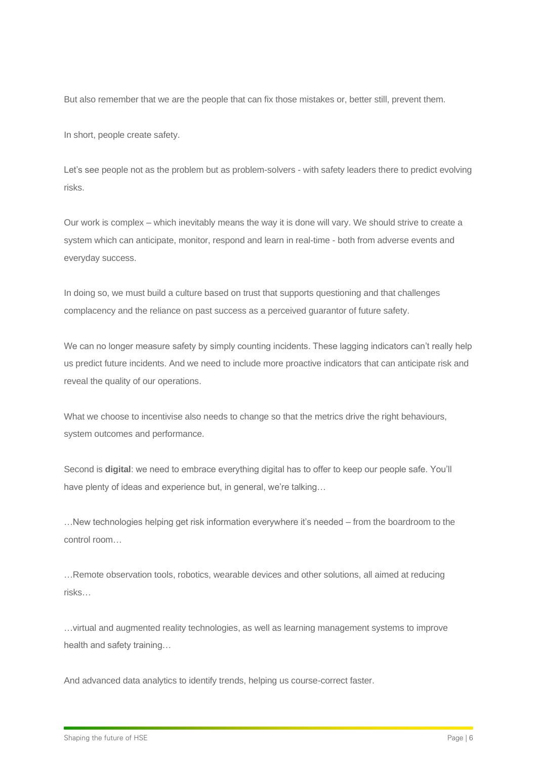But also remember that we are the people that can fix those mistakes or, better still, prevent them.

In short, people create safety.

Let's see people not as the problem but as problem-solvers - with safety leaders there to predict evolving risks.

Our work is complex – which inevitably means the way it is done will vary. We should strive to create a system which can anticipate, monitor, respond and learn in real-time - both from adverse events and everyday success.

In doing so, we must build a culture based on trust that supports questioning and that challenges complacency and the reliance on past success as a perceived guarantor of future safety.

We can no longer measure safety by simply counting incidents. These lagging indicators can't really help us predict future incidents. And we need to include more proactive indicators that can anticipate risk and reveal the quality of our operations.

What we choose to incentivise also needs to change so that the metrics drive the right behaviours, system outcomes and performance.

Second is **digital**: we need to embrace everything digital has to offer to keep our people safe. You'll have plenty of ideas and experience but, in general, we're talking…

…New technologies helping get risk information everywhere it's needed – from the boardroom to the control room…

…Remote observation tools, robotics, wearable devices and other solutions, all aimed at reducing risks…

…virtual and augmented reality technologies, as well as learning management systems to improve health and safety training…

And advanced data analytics to identify trends, helping us course-correct faster.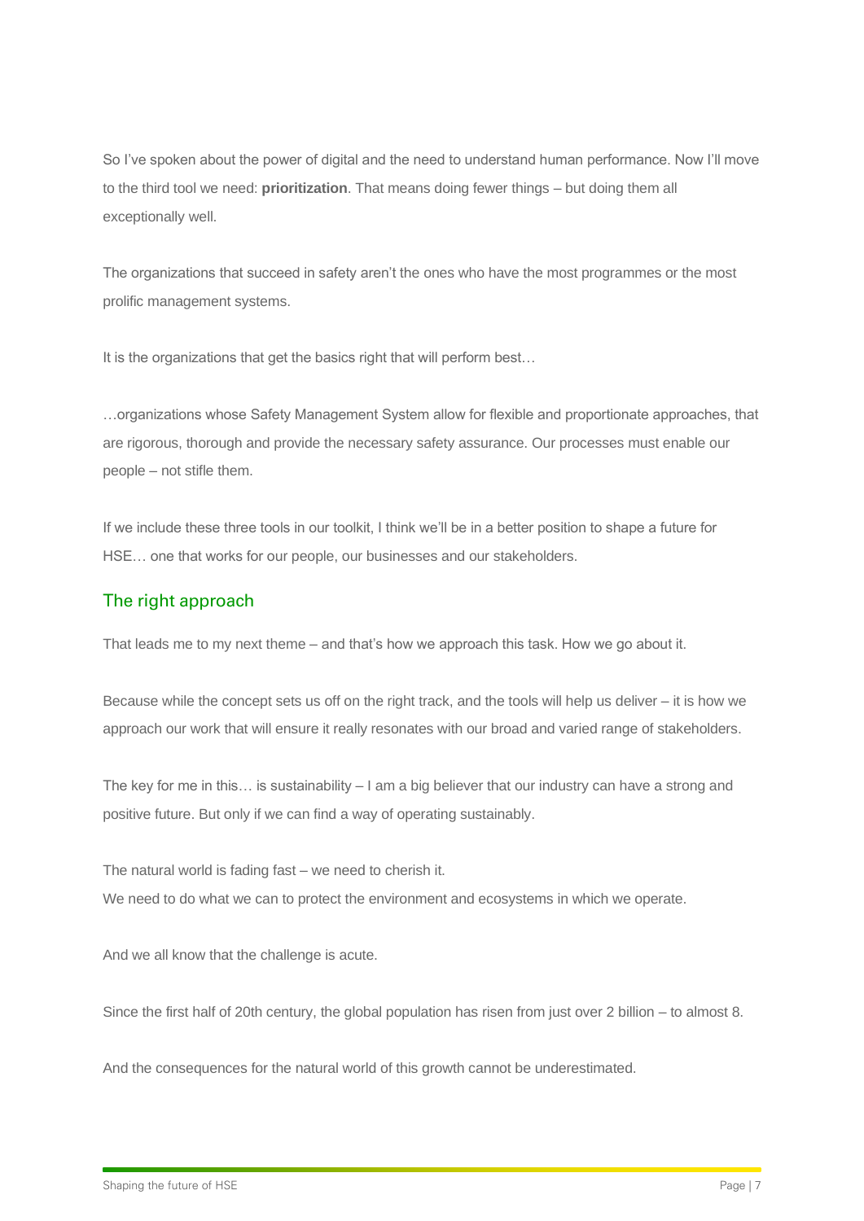So I've spoken about the power of digital and the need to understand human performance. Now I'll move to the third tool we need: **prioritization**. That means doing fewer things – but doing them all exceptionally well.

The organizations that succeed in safety aren't the ones who have the most programmes or the most prolific management systems.

It is the organizations that get the basics right that will perform best…

…organizations whose Safety Management System allow for flexible and proportionate approaches, that are rigorous, thorough and provide the necessary safety assurance. Our processes must enable our people – not stifle them.

If we include these three tools in our toolkit, I think we'll be in a better position to shape a future for HSE… one that works for our people, our businesses and our stakeholders.

## The right approach

That leads me to my next theme – and that's how we approach this task. How we go about it.

Because while the concept sets us off on the right track, and the tools will help us deliver – it is how we approach our work that will ensure it really resonates with our broad and varied range of stakeholders.

The key for me in this… is sustainability – I am a big believer that our industry can have a strong and positive future. But only if we can find a way of operating sustainably.

The natural world is fading fast – we need to cherish it.
We need to do what we can to protect the environment and ecosystems in which we operate.

And we all know that the challenge is acute.

Since the first half of 20th century, the global population has risen from just over 2 billion – to almost 8.

And the consequences for the natural world of this growth cannot be underestimated.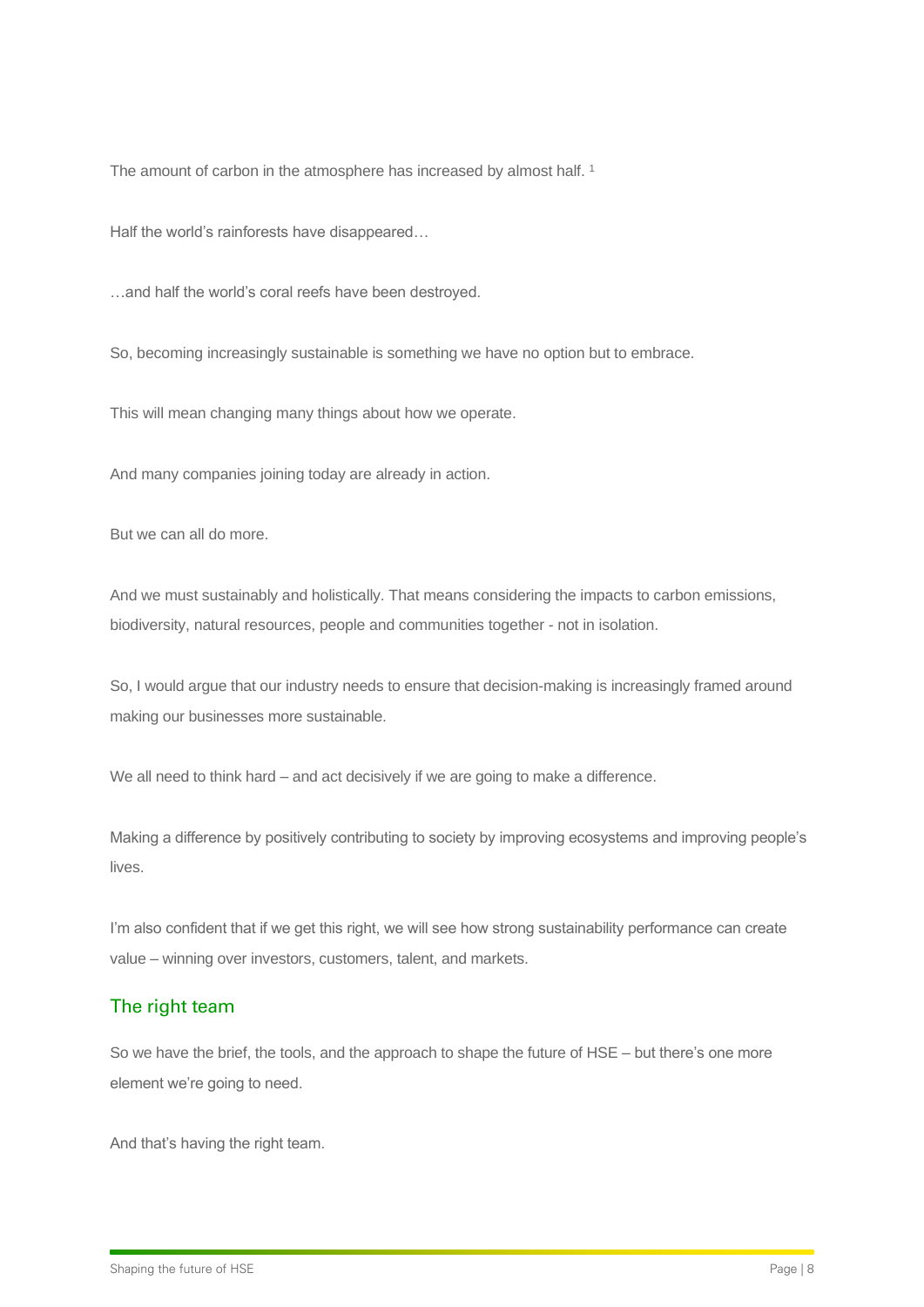The amount of carbon in the atmosphere has increased by almost half. [1]

Half the world's rainforests have disappeared…

…and half the world's coral reefs have been destroyed.

So, becoming increasingly sustainable is something we have no option but to embrace.

This will mean changing many things about how we operate.

And many companies joining today are already in action.

But we can all do more.

And we must sustainably and holistically. That means considering the impacts to carbon emissions, biodiversity, natural resources, people and communities together - not in isolation.

So, I would argue that our industry needs to ensure that decision-making is increasingly framed around making our businesses more sustainable.

We all need to think hard – and act decisively if we are going to make a difference.

Making a difference by positively contributing to society by improving ecosystems and improving people's lives.

I'm also confident that if we get this right, we will see how strong sustainability performance can create value – winning over investors, customers, talent, and markets.

## The right team

So we have the brief, the tools, and the approach to shape the future of HSE – but there's one more element we're going to need.

And that's having the right team.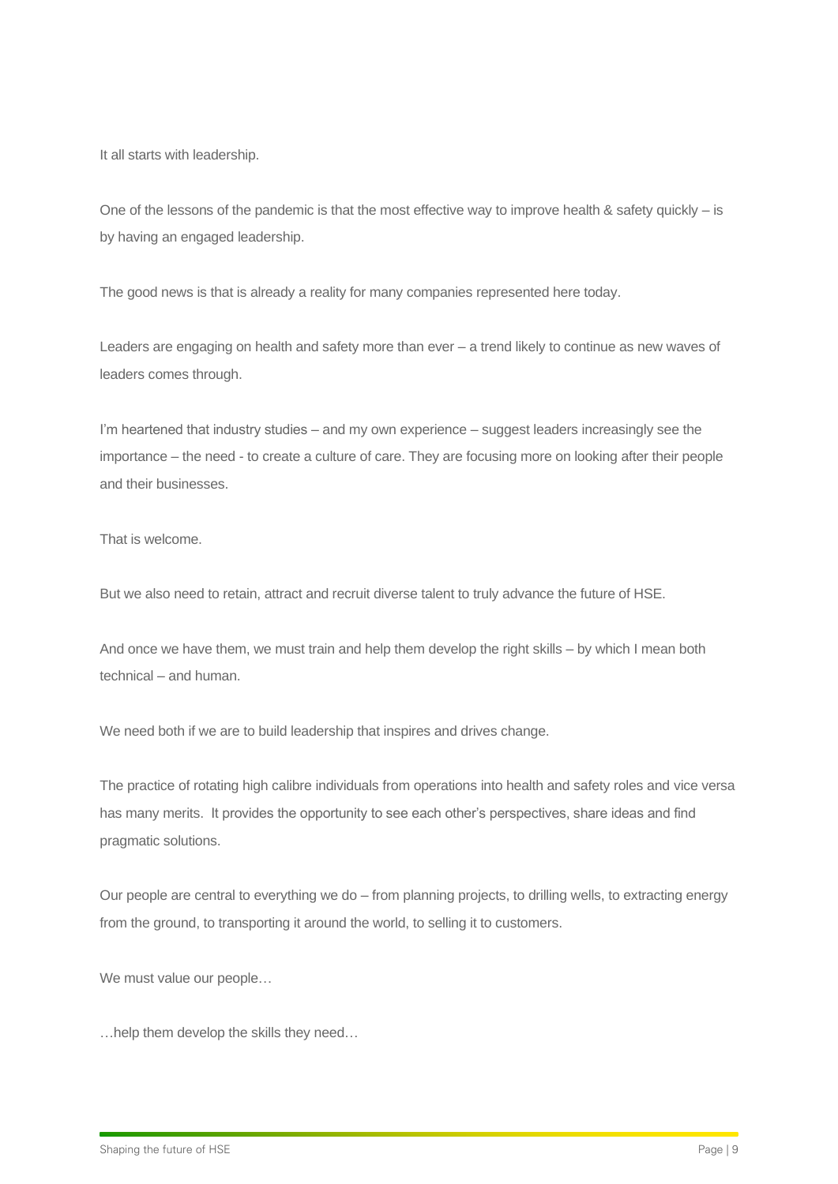It all starts with leadership.

One of the lessons of the pandemic is that the most effective way to improve health & safety quickly – is by having an engaged leadership.

The good news is that is already a reality for many companies represented here today.

Leaders are engaging on health and safety more than ever – a trend likely to continue as new waves of leaders comes through.

I'm heartened that industry studies – and my own experience – suggest leaders increasingly see the importance – the need - to create a culture of care. They are focusing more on looking after their people and their businesses.

That is welcome.

But we also need to retain, attract and recruit diverse talent to truly advance the future of HSE.

And once we have them, we must train and help them develop the right skills – by which I mean both technical – and human.

We need both if we are to build leadership that inspires and drives change.

The practice of rotating high calibre individuals from operations into health and safety roles and vice versa has many merits. It provides the opportunity to see each other's perspectives, share ideas and find pragmatic solutions.

Our people are central to everything we do – from planning projects, to drilling wells, to extracting energy from the ground, to transporting it around the world, to selling it to customers.

We must value our people…

…help them develop the skills they need…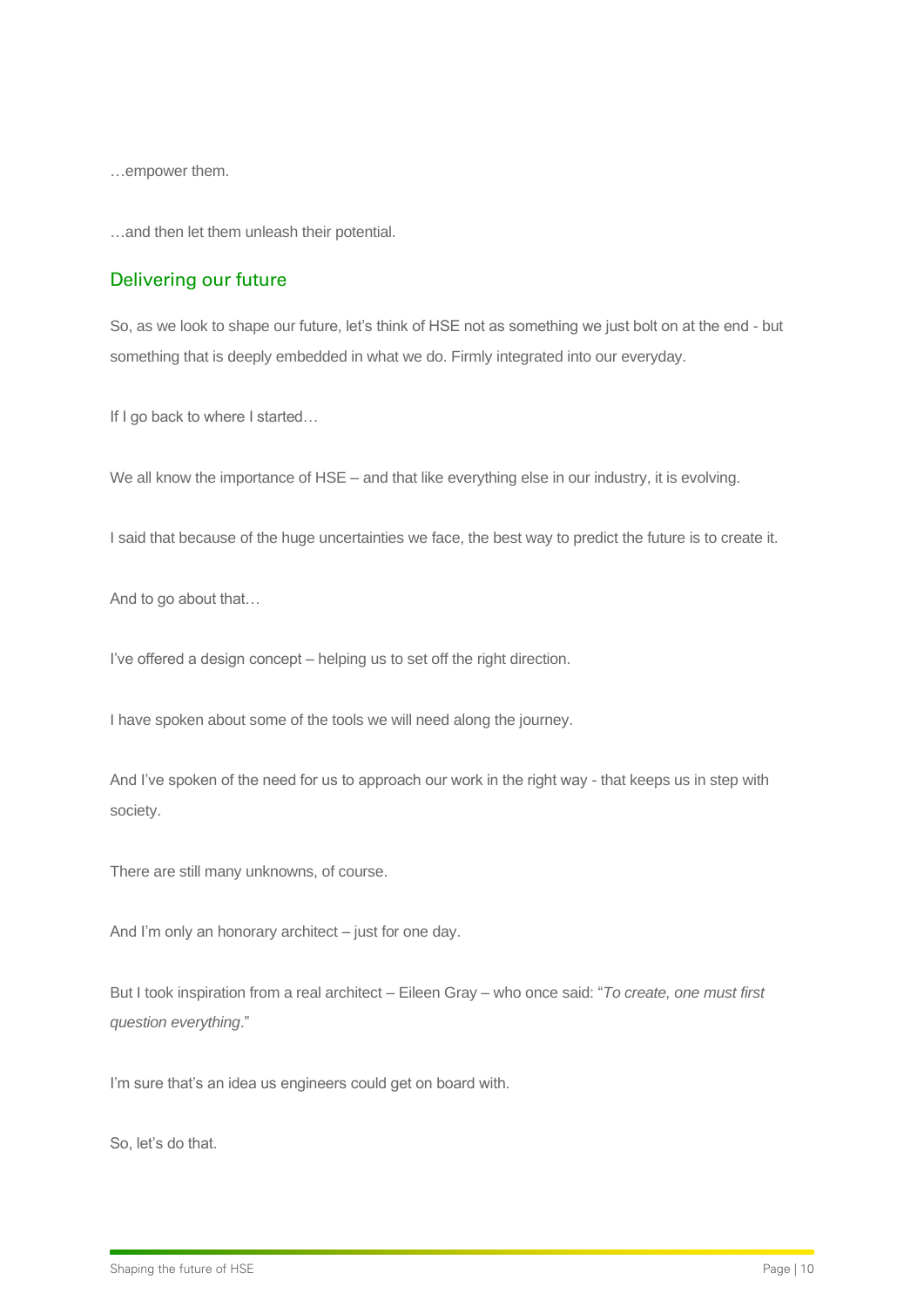…empower them.

…and then let them unleash their potential.

## Delivering our future

So, as we look to shape our future, let's think of HSE not as something we just bolt on at the end - but something that is deeply embedded in what we do. Firmly integrated into our everyday.

If I go back to where I started…

We all know the importance of HSE – and that like everything else in our industry, it is evolving.

I said that because of the huge uncertainties we face, the best way to predict the future is to create it.

And to go about that…

I've offered a design concept – helping us to set off the right direction.

I have spoken about some of the tools we will need along the journey.

And I've spoken of the need for us to approach our work in the right way - that keeps us in step with society.

There are still many unknowns, of course.

And I'm only an honorary architect – just for one day.

But I took inspiration from a real architect – Eileen Gray – who once said: "*To create, one must first question everything*."

I'm sure that's an idea us engineers could get on board with.

So, let's do that.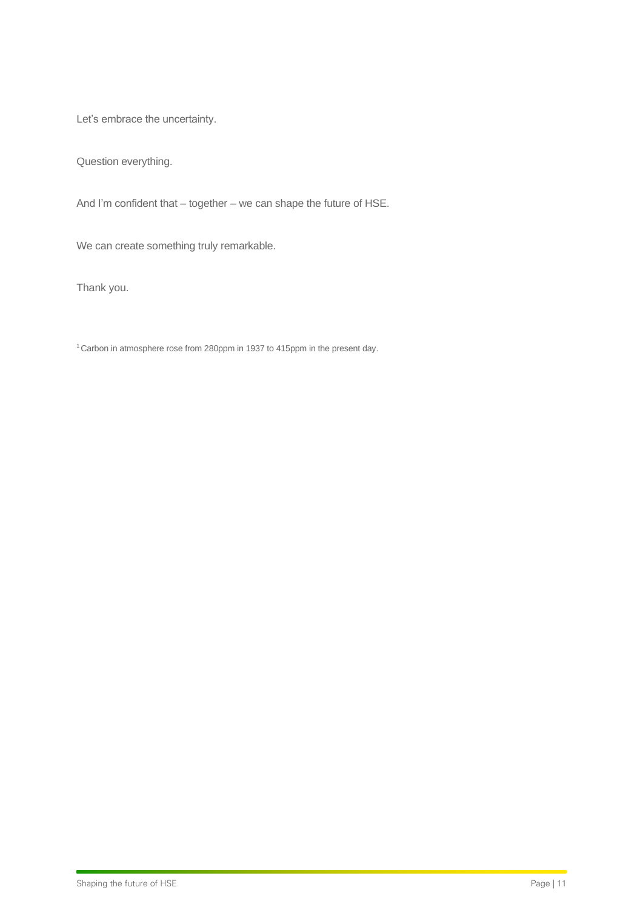Let's embrace the uncertainty.

Question everything.

And I'm confident that – together – we can shape the future of HSE.

We can create something truly remarkable.

Thank you.

[1] Carbon in atmosphere rose from 280ppm in 1937 to 415ppm in the present day.